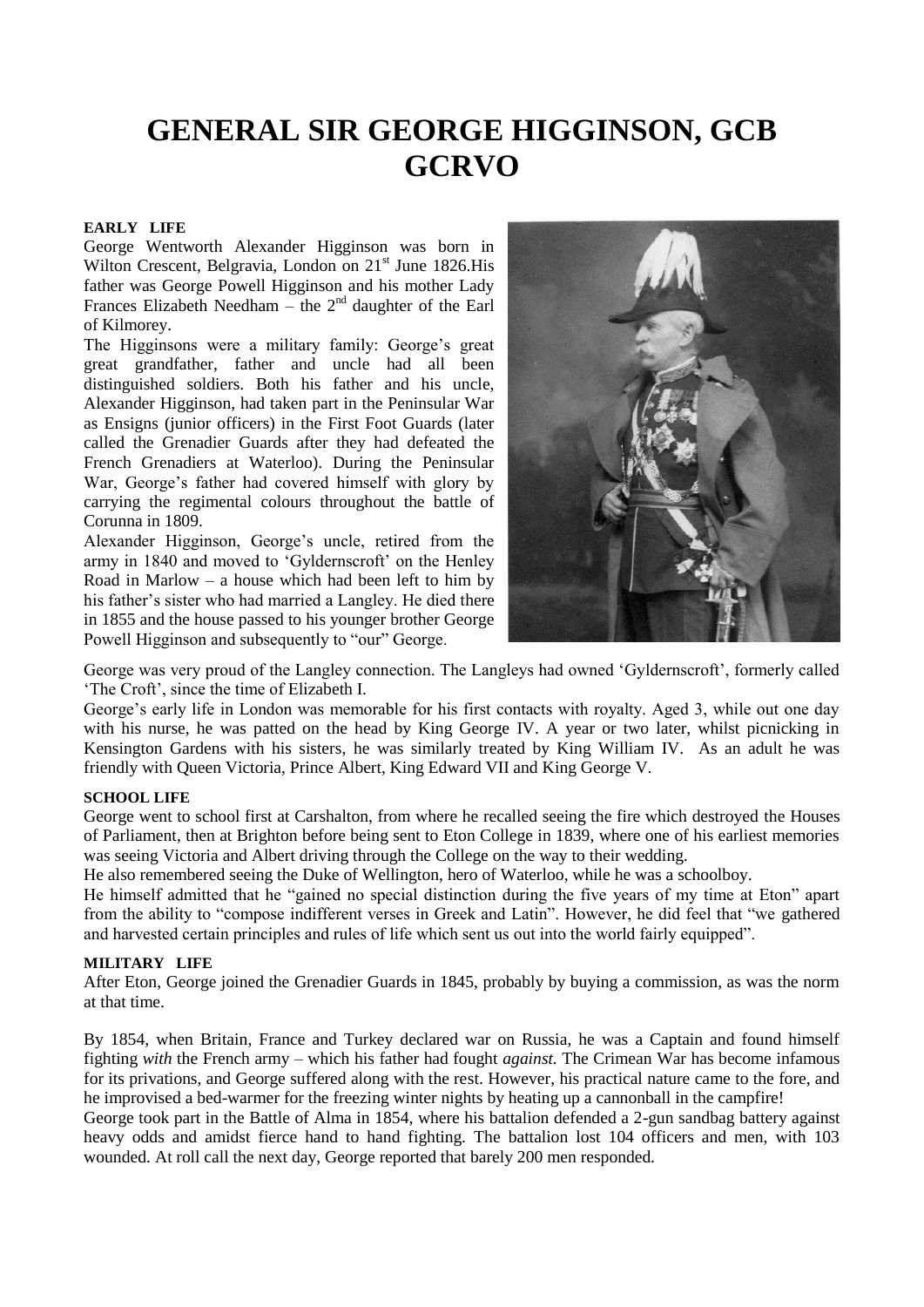# GENERAL SIR GEORGE HIGGINSON, GCB GCRVO

**EARLY LIFE**

George Wentworth Alexander Higginson was born in Wilton Crescent, Belgravia, London on 21st June 1826.His father was George Powell Higginson and his mother Lady Frances Elizabeth Needham – the 2nd daughter of the Earl of Kilmorey.

The Higginsons were a military family: George's great great grandfather, father and uncle had all been distinguished soldiers. Both his father and his uncle, Alexander Higginson, had taken part in the Peninsular War as Ensigns (junior officers) in the First Foot Guards (later called the Grenadier Guards after they had defeated the French Grenadiers at Waterloo). During the Peninsular War, George's father had covered himself with glory by carrying the regimental colours throughout the battle of Corunna in 1809.

Alexander Higginson, George's uncle, retired from the army in 1840 and moved to 'Gyldernscroft' on the Henley Road in Marlow – a house which had been left to him by his father's sister who had married a Langley. He died there in 1855 and the house passed to his younger brother George Powell Higginson and subsequently to "our" George.

George was very proud of the Langley connection. The Langleys had owned 'Gyldernscroft', formerly called 'The Croft', since the time of Elizabeth I.

George's early life in London was memorable for his first contacts with royalty. Aged 3, while out one day with his nurse, he was patted on the head by King George IV. A year or two later, whilst picnicking in Kensington Gardens with his sisters, he was similarly treated by King William IV. As an adult he was friendly with Queen Victoria, Prince Albert, King Edward VII and King George V.

**SCHOOL LIFE**

George went to school first at Carshalton, from where he recalled seeing the fire which destroyed the Houses of Parliament, then at Brighton before being sent to Eton College in 1839, where one of his earliest memories was seeing Victoria and Albert driving through the College on the way to their wedding.

He also remembered seeing the Duke of Wellington, hero of Waterloo, while he was a schoolboy.

He himself admitted that he "gained no special distinction during the five years of my time at Eton" apart from the ability to "compose indifferent verses in Greek and Latin". However, he did feel that "we gathered and harvested certain principles and rules of life which sent us out into the world fairly equipped".

**MILITARY LIFE**

After Eton, George joined the Grenadier Guards in 1845, probably by buying a commission, as was the norm at that time.

By 1854, when Britain, France and Turkey declared war on Russia, he was a Captain and found himself fighting *with* the French army – which his father had fought *against.* The Crimean War has become infamous for its privations, and George suffered along with the rest. However, his practical nature came to the fore, and he improvised a bed-warmer for the freezing winter nights by heating up a cannonball in the campfire!

George took part in the Battle of Alma in 1854, where his battalion defended a 2-gun sandbag battery against heavy odds and amidst fierce hand to hand fighting. The battalion lost 104 officers and men, with 103 wounded. At roll call the next day, George reported that barely 200 men responded.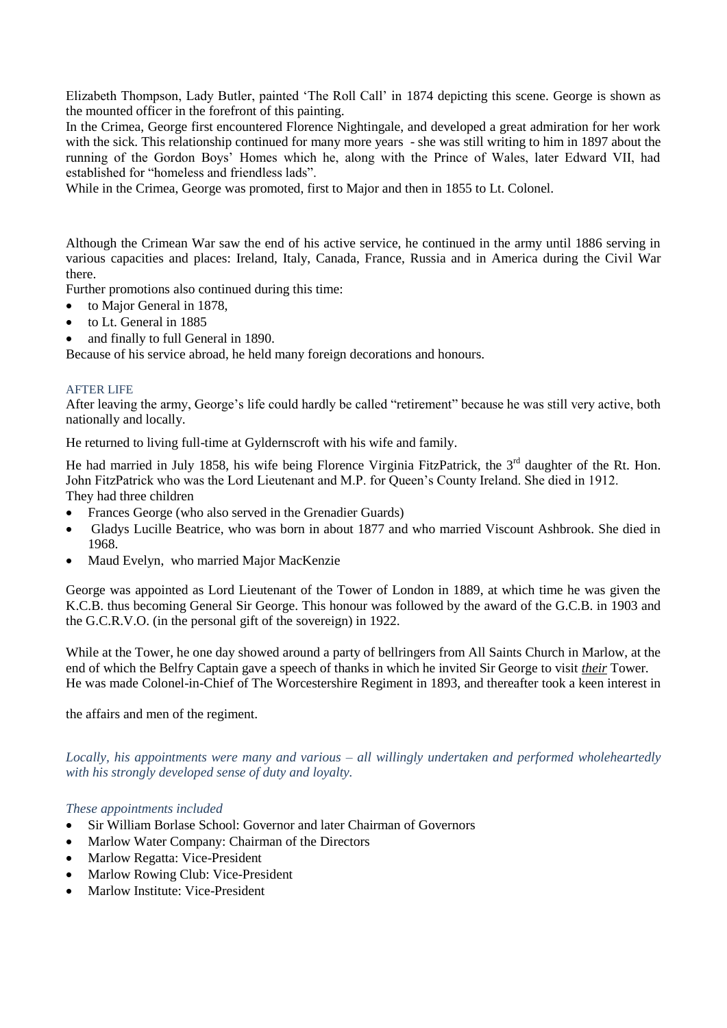Elizabeth Thompson, Lady Butler, painted 'The Roll Call' in 1874 depicting this scene. George is shown as the mounted officer in the forefront of this painting.

In the Crimea, George first encountered Florence Nightingale, and developed a great admiration for her work with the sick. This relationship continued for many more years - she was still writing to him in 1897 about the running of the Gordon Boys' Homes which he, along with the Prince of Wales, later Edward VII, had established for "homeless and friendless lads".

While in the Crimea, George was promoted, first to Major and then in 1855 to Lt. Colonel.

Although the Crimean War saw the end of his active service, he continued in the army until 1886 serving in various capacities and places: Ireland, Italy, Canada, France, Russia and in America during the Civil War there.

Further promotions also continued during this time:

- to Major General in 1878,
- to Lt. General in 1885
- and finally to full General in 1890.

Because of his service abroad, he held many foreign decorations and honours.

## AFTER LIFE

After leaving the army, George's life could hardly be called "retirement" because he was still very active, both nationally and locally.

He returned to living full-time at Gyldernscroft with his wife and family.

He had married in July 1858, his wife being Florence Virginia FitzPatrick, the 3rd daughter of the Rt. Hon. John FitzPatrick who was the Lord Lieutenant and M.P. for Queen's County Ireland. She died in 1912.

They had three children

- Frances George (who also served in the Grenadier Guards)
- Gladys Lucille Beatrice, who was born in about 1877 and who married Viscount Ashbrook. She died in 1968.
- Maud Evelyn, who married Major MacKenzie

George was appointed as Lord Lieutenant of the Tower of London in 1889, at which time he was given the K.C.B. thus becoming General Sir George. This honour was followed by the award of the G.C.B. in 1903 and the G.C.R.V.O. (in the personal gift of the sovereign) in 1922.

While at the Tower, he one day showed around a party of bellringers from All Saints Church in Marlow, at the end of which the Belfry Captain gave a speech of thanks in which he invited Sir George to visit ***their*** Tower.

He was made Colonel-in-Chief of The Worcestershire Regiment in 1893, and thereafter took a keen interest in the affairs and men of the regiment.

*Locally, his appointments were many and various – all willingly undertaken and performed wholeheartedly with his strongly developed sense of duty and loyalty.*

*These appointments included*

- Sir William Borlase School: Governor and later Chairman of Governors
- Marlow Water Company: Chairman of the Directors
- Marlow Regatta: Vice-President
- Marlow Rowing Club: Vice-President
- Marlow Institute: Vice-President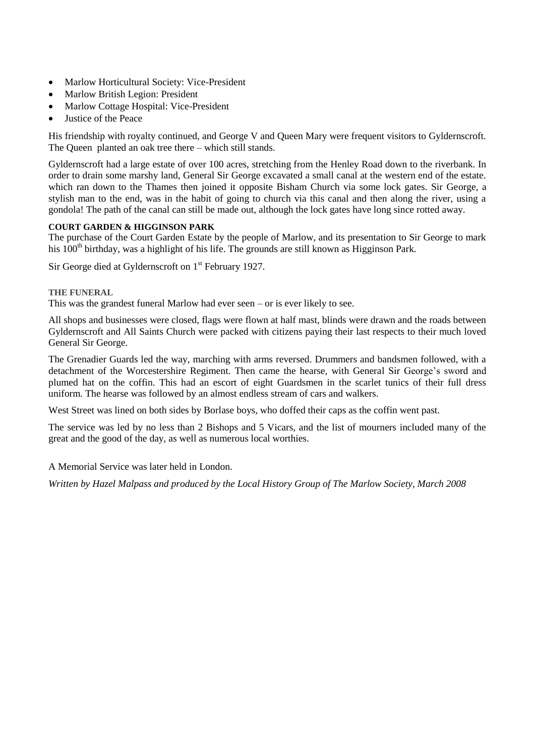- Marlow Horticultural Society: Vice-President
- Marlow British Legion: President
- Marlow Cottage Hospital: Vice-President
- Justice of the Peace

His friendship with royalty continued, and George V and Queen Mary were frequent visitors to Gyldernscroft. The Queen planted an oak tree there – which still stands.

Gyldernscroft had a large estate of over 100 acres, stretching from the Henley Road down to the riverbank. In order to drain some marshy land, General Sir George excavated a small canal at the western end of the estate. which ran down to the Thames then joined it opposite Bisham Church via some lock gates. Sir George, a stylish man to the end, was in the habit of going to church via this canal and then along the river, using a gondola! The path of the canal can still be made out, although the lock gates have long since rotted away.

**COURT GARDEN & HIGGINSON PARK**

The purchase of the Court Garden Estate by the people of Marlow, and its presentation to Sir George to mark his 100th birthday, was a highlight of his life. The grounds are still known as Higginson Park.

Sir George died at Gyldernscroft on 1st February 1927.

**THE FUNERAL**

This was the grandest funeral Marlow had ever seen – or is ever likely to see.

All shops and businesses were closed, flags were flown at half mast, blinds were drawn and the roads between Gyldernscroft and All Saints Church were packed with citizens paying their last respects to their much loved General Sir George.

The Grenadier Guards led the way, marching with arms reversed. Drummers and bandsmen followed, with a detachment of the Worcestershire Regiment. Then came the hearse, with General Sir George's sword and plumed hat on the coffin. This had an escort of eight Guardsmen in the scarlet tunics of their full dress uniform. The hearse was followed by an almost endless stream of cars and walkers.

West Street was lined on both sides by Borlase boys, who doffed their caps as the coffin went past.

The service was led by no less than 2 Bishops and 5 Vicars, and the list of mourners included many of the great and the good of the day, as well as numerous local worthies.

A Memorial Service was later held in London.

*Written by Hazel Malpass and produced by the Local History Group of The Marlow Society, March 2008*